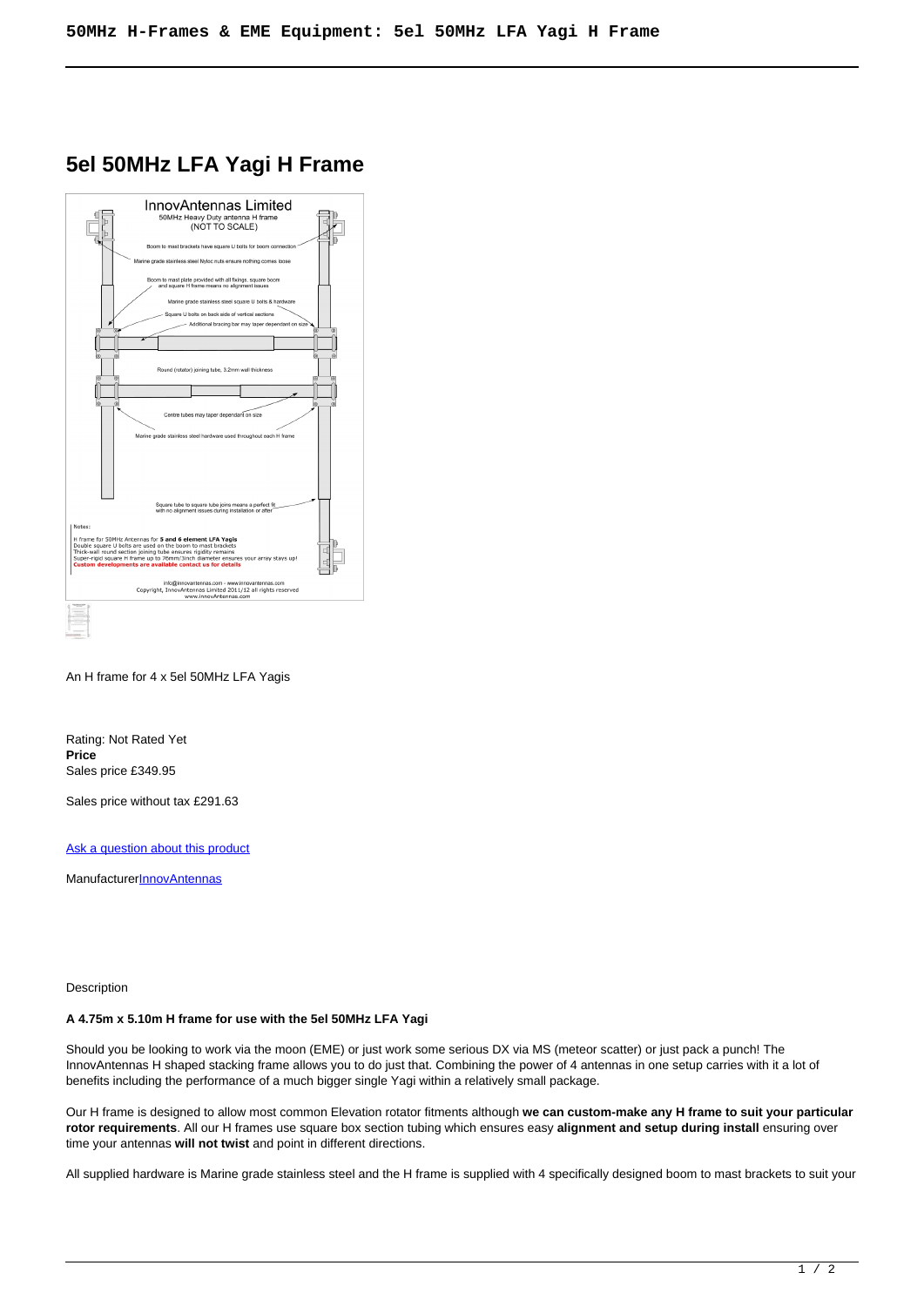# 5el 50MHz LFA Yagi H Frame

An H frame for 4 x 5el 50MHz LFA Yagis

Rating: Not Rated Yet
**Price**
Sales price £349.95

Sales price without tax £291.63

[Ask a question about this product]

Manufacturer[InnovAntennas]

Description

**A 4.75m x 5.10m H frame for use with the 5el 50MHz LFA Yagi**

Should you be looking to work via the moon (EME) or just work some serious DX via MS (meteor scatter) or just pack a punch! The InnovAntennas H shaped stacking frame allows you to do just that. Combining the power of 4 antennas in one setup carries with it a lot of benefits including the performance of a much bigger single Yagi within a relatively small package.

Our H frame is designed to allow most common Elevation rotator fitments although **we can custom-make any H frame to suit your particular rotor requirements**. All our H frames use square box section tubing which ensures easy **alignment and setup during install** ensuring over time your antennas **will not twist** and point in different directions.

All supplied hardware is Marine grade stainless steel and the H frame is supplied with 4 specifically designed boom to mast brackets to suit your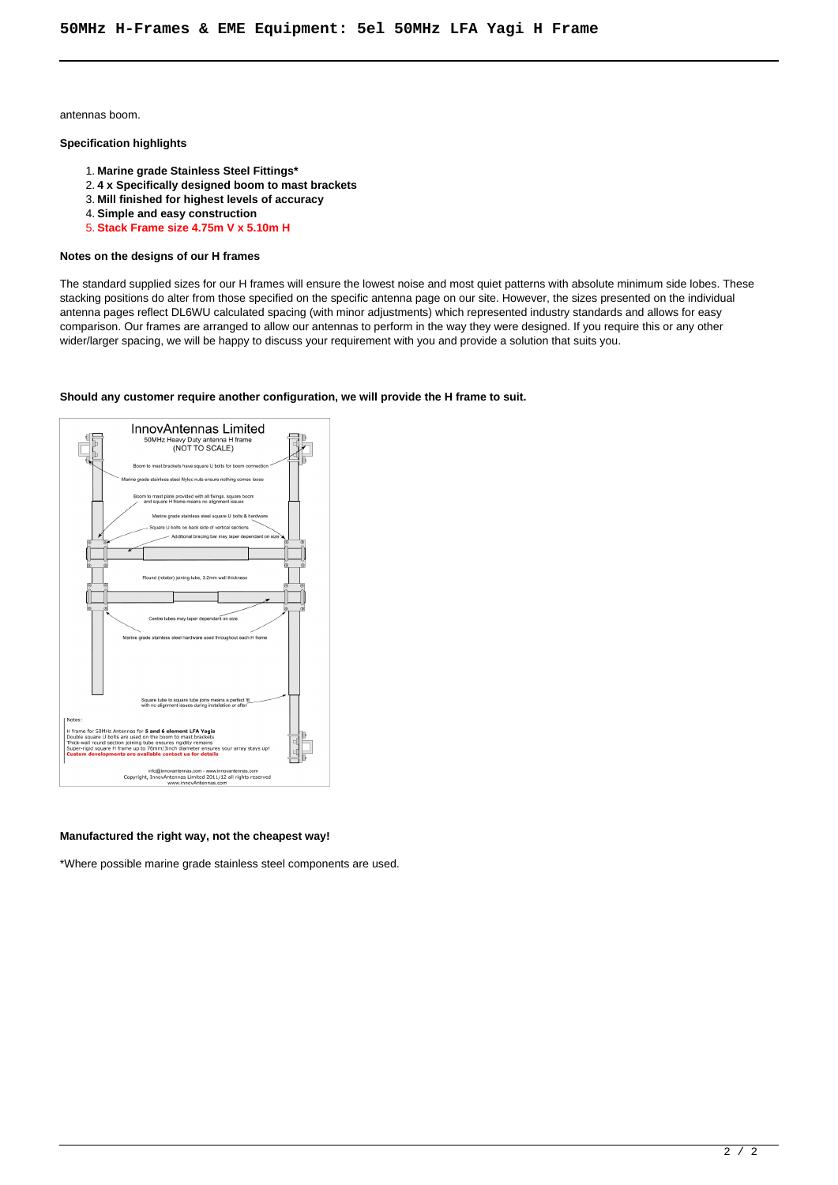antennas boom.

**Specification highlights**

1. **Marine grade Stainless Steel Fittings***
2. **4 x Specifically designed boom to mast brackets**
3. **Mill finished for highest levels of accuracy**
4. **Simple and easy construction**
5. **Stack Frame size 4.75m V x 5.10m H**

**Notes on the designs of our H frames**

The standard supplied sizes for our H frames will ensure the lowest noise and most quiet patterns with absolute minimum side lobes. These stacking positions do alter from those specified on the specific antenna page on our site. However, the sizes presented on the individual antenna pages reflect DL6WU calculated spacing (with minor adjustments) which represented industry standards and allows for easy comparison. Our frames are arranged to allow our antennas to perform in the way they were designed. If you require this or any other wider/larger spacing, we will be happy to discuss your requirement with you and provide a solution that suits you.

**Should any customer require another configuration, we will provide the H frame to suit.**

InnovAntennas Limited
50MHz Heavy Duty antenna H frame
(NOT TO SCALE)

Boom to mast brackets have square U bolts for boom connection
Marine grade stainless steel Nyloc nuts ensure nothing comes loose
Boom to mast plate provided with all fixings, square boom and square H frame means no alignment issues
Marine grade stainless steel square U bolts & hardware
Square U bolts on back side of vertical sections
Additional bracing bar may taper dependent on size
Round (rotator) joining tube, 3.2mm wall thickness
Centre tubes may taper dependant on size
Marine grade stainless steel hardware used throughout each H frame
Square tube to square tube joins means a perfect fit with no alignment issues during installation or after

Notes:
H frame for 50MHz Antennas for **5 and 6 element LFA Yagis**
Double square U bolts are used on the boom to mast brackets
Thick-wall round section joining tube ensures rigidity remains
Super-rigid square H frame up to 76mm/3inch diameter ensures your array stays up!
**Custom developments are available contact us for details**

info@innovantennas.com - www.innovantennas.com
Copyright, InnovAntennas Limited 2011/12 all rights reserved
www.innovAntennas.com

**Manufactured the right way, not the cheapest way!**

*Where possible marine grade stainless steel components are used.